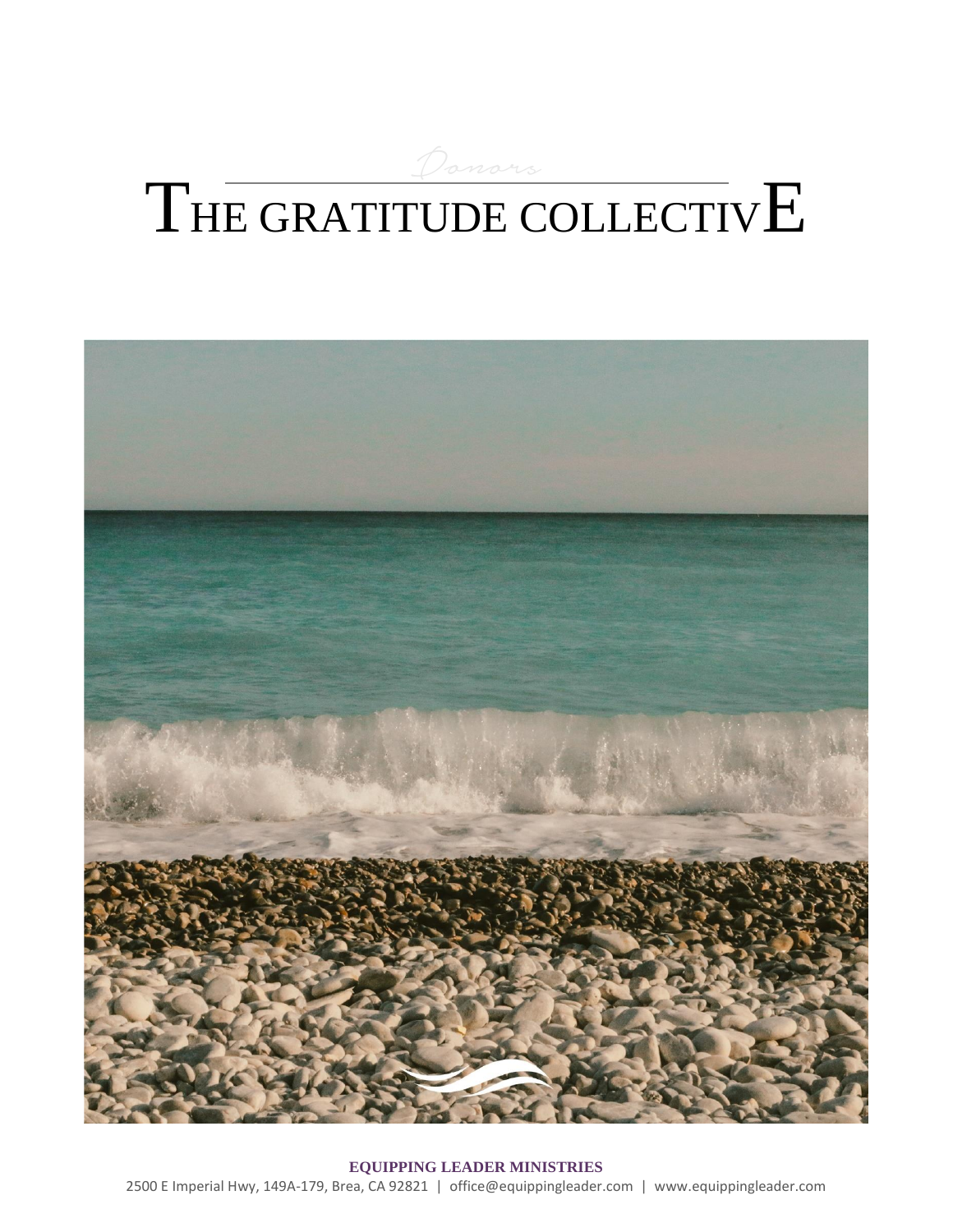*Donors*

# THE GRATITUDE COLLECTIVE

**EQUIPPING LEADER MINISTRIES**

2500 E Imperial Hwy, 149A-179, Brea, CA 92821 | office@equippingleader.com | www.equippingleader.com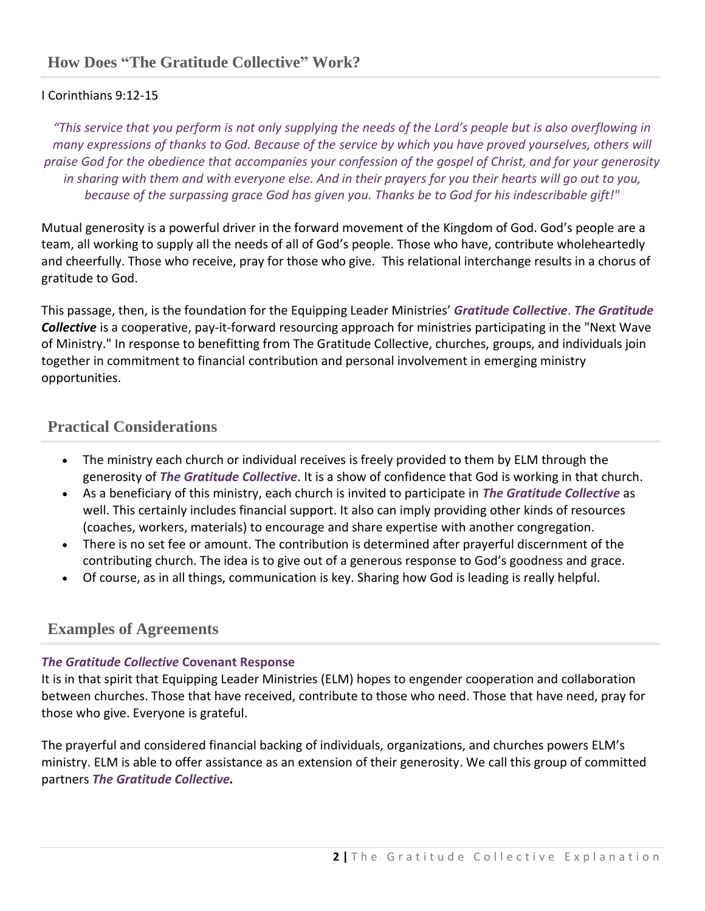## How Does "The Gratitude Collective" Work?

I Corinthians 9:12-15

*"This service that you perform is not only supplying the needs of the Lord's people but is also overflowing in many expressions of thanks to God. Because of the service by which you have proved yourselves, others will praise God for the obedience that accompanies your confession of the gospel of Christ, and for your generosity in sharing with them and with everyone else. And in their prayers for you their hearts will go out to you, because of the surpassing grace God has given you. Thanks be to God for his indescribable gift!"*

Mutual generosity is a powerful driver in the forward movement of the Kingdom of God. God's people are a team, all working to supply all the needs of all of God's people. Those who have, contribute wholeheartedly and cheerfully. Those who receive, pray for those who give. This relational interchange results in a chorus of gratitude to God.

This passage, then, is the foundation for the Equipping Leader Ministries' ***Gratitude Collective***. ***The Gratitude Collective*** is a cooperative, pay-it-forward resourcing approach for ministries participating in the "Next Wave of Ministry." In response to benefitting from The Gratitude Collective, churches, groups, and individuals join together in commitment to financial contribution and personal involvement in emerging ministry opportunities.

## Practical Considerations

- The ministry each church or individual receives is freely provided to them by ELM through the generosity of ***The Gratitude Collective***. It is a show of confidence that God is working in that church.
- As a beneficiary of this ministry, each church is invited to participate in ***The Gratitude Collective*** as well. This certainly includes financial support. It also can imply providing other kinds of resources (coaches, workers, materials) to encourage and share expertise with another congregation.
- There is no set fee or amount. The contribution is determined after prayerful discernment of the contributing church. The idea is to give out of a generous response to God's goodness and grace.
- Of course, as in all things, communication is key. Sharing how God is leading is really helpful.

## Examples of Agreements

***The Gratitude Collective* Covenant Response**

It is in that spirit that Equipping Leader Ministries (ELM) hopes to engender cooperation and collaboration between churches. Those that have received, contribute to those who need. Those that have need, pray for those who give. Everyone is grateful.

The prayerful and considered financial backing of individuals, organizations, and churches powers ELM's ministry. ELM is able to offer assistance as an extension of their generosity. We call this group of committed partners ***The Gratitude Collective.***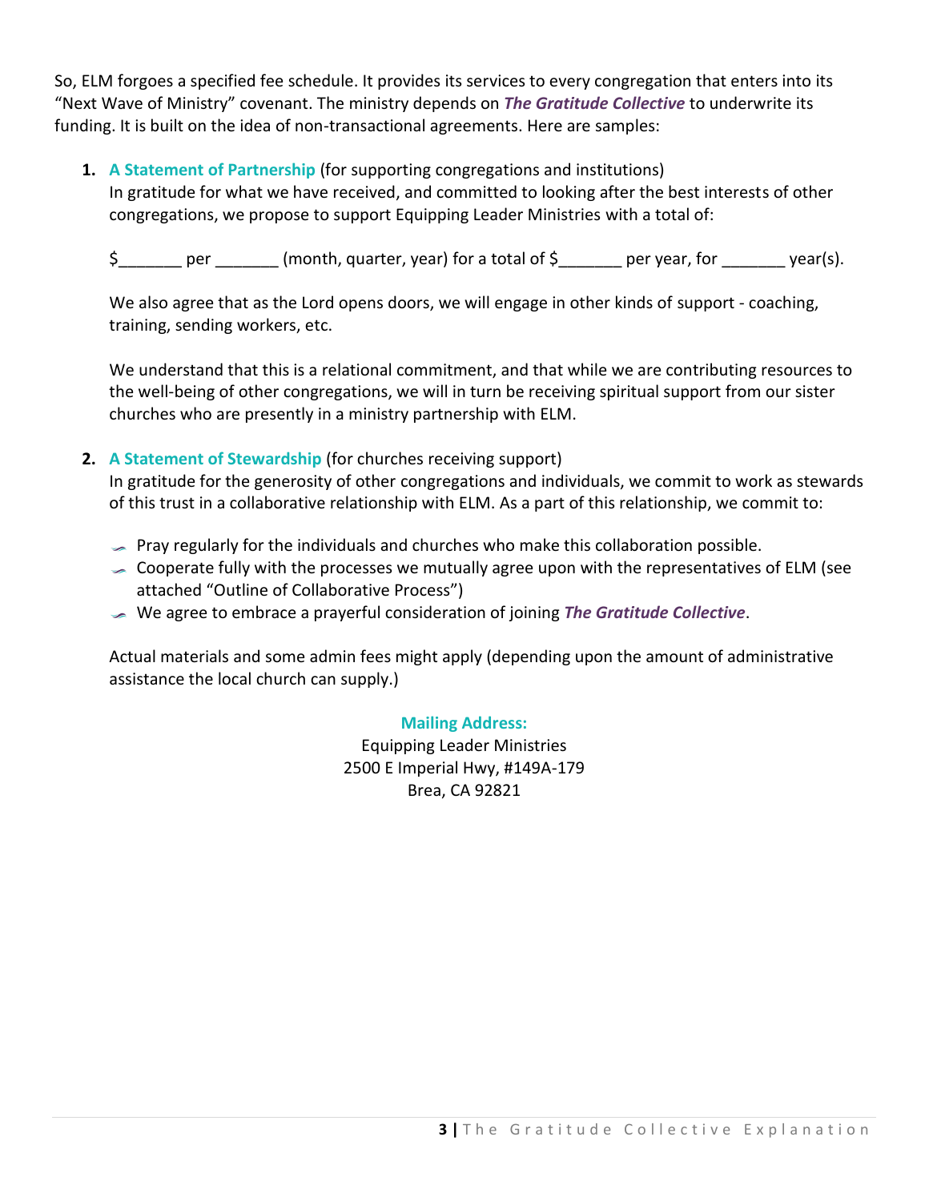So, ELM forgoes a specified fee schedule. It provides its services to every congregation that enters into its "Next Wave of Ministry" covenant. The ministry depends on ***The Gratitude Collective*** to underwrite its funding. It is built on the idea of non-transactional agreements. Here are samples:

1. **A Statement of Partnership** (for supporting congregations and institutions)
   In gratitude for what we have received, and committed to looking after the best interests of other congregations, we propose to support Equipping Leader Ministries with a total of:

   $_______ per _______ (month, quarter, year) for a total of $_______ per year, for _______ year(s).

   We also agree that as the Lord opens doors, we will engage in other kinds of support - coaching, training, sending workers, etc.

   We understand that this is a relational commitment, and that while we are contributing resources to the well-being of other congregations, we will in turn be receiving spiritual support from our sister churches who are presently in a ministry partnership with ELM.

2. **A Statement of Stewardship** (for churches receiving support)
   In gratitude for the generosity of other congregations and individuals, we commit to work as stewards of this trust in a collaborative relationship with ELM. As a part of this relationship, we commit to:

   - Pray regularly for the individuals and churches who make this collaboration possible.
   - Cooperate fully with the processes we mutually agree upon with the representatives of ELM (see attached "Outline of Collaborative Process")
   - We agree to embrace a prayerful consideration of joining ***The Gratitude Collective***.

   Actual materials and some admin fees might apply (depending upon the amount of administrative assistance the local church can supply.)

**Mailing Address:**
Equipping Leader Ministries
2500 E Imperial Hwy, #149A-179
Brea, CA 92821